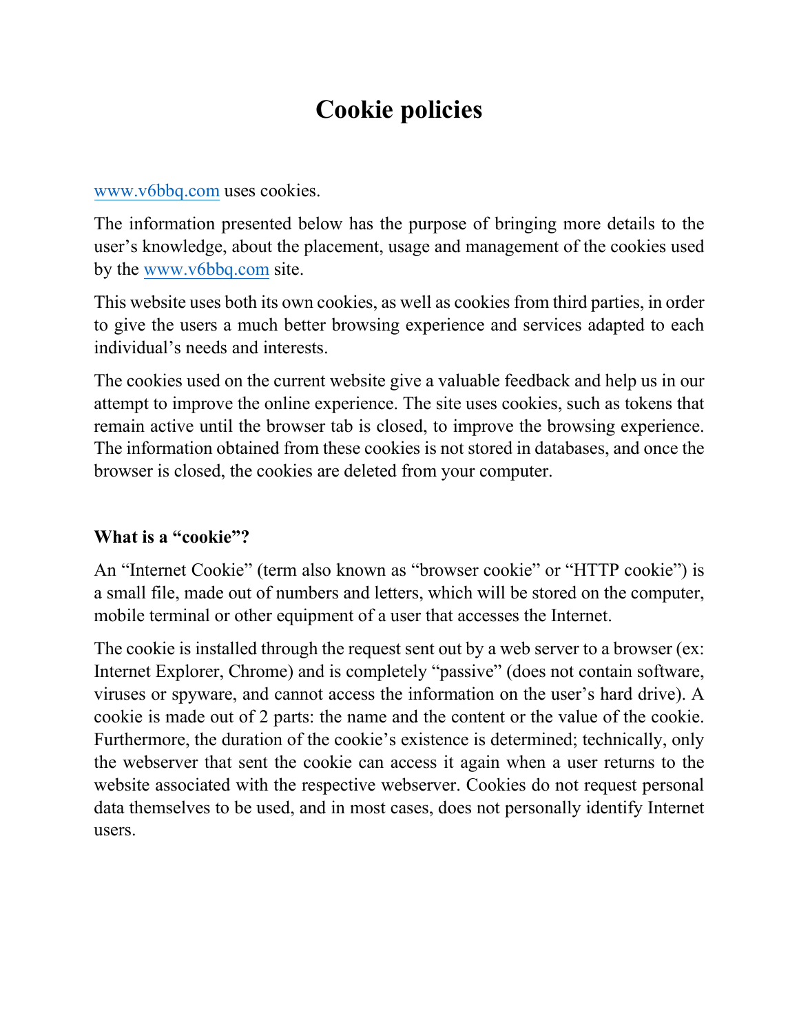# Cookie policies

www.v6bbq.com uses cookies.

The information presented below has the purpose of bringing more details to the user's knowledge, about the placement, usage and management of the cookies used by the www.v6bbq.com site.

This website uses both its own cookies, as well as cookies from third parties, in order to give the users a much better browsing experience and services adapted to each individual's needs and interests.

The cookies used on the current website give a valuable feedback and help us in our attempt to improve the online experience. The site uses cookies, such as tokens that remain active until the browser tab is closed, to improve the browsing experience. The information obtained from these cookies is not stored in databases, and once the browser is closed, the cookies are deleted from your computer.

**What is a "cookie"?**

An "Internet Cookie" (term also known as "browser cookie" or "HTTP cookie") is a small file, made out of numbers and letters, which will be stored on the computer, mobile terminal or other equipment of a user that accesses the Internet.

The cookie is installed through the request sent out by a web server to a browser (ex: Internet Explorer, Chrome) and is completely "passive" (does not contain software, viruses or spyware, and cannot access the information on the user's hard drive). A cookie is made out of 2 parts: the name and the content or the value of the cookie. Furthermore, the duration of the cookie's existence is determined; technically, only the webserver that sent the cookie can access it again when a user returns to the website associated with the respective webserver. Cookies do not request personal data themselves to be used, and in most cases, does not personally identify Internet users.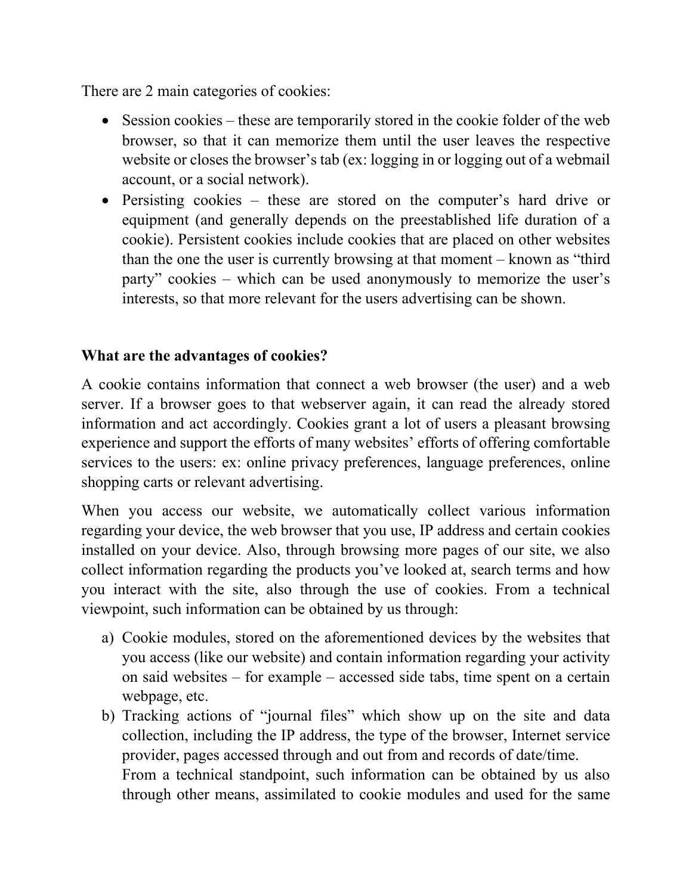There are 2 main categories of cookies:

- Session cookies – these are temporarily stored in the cookie folder of the web browser, so that it can memorize them until the user leaves the respective website or closes the browser's tab (ex: logging in or logging out of a webmail account, or a social network).
- Persisting cookies – these are stored on the computer's hard drive or equipment (and generally depends on the preestablished life duration of a cookie). Persistent cookies include cookies that are placed on other websites than the one the user is currently browsing at that moment – known as "third party" cookies – which can be used anonymously to memorize the user's interests, so that more relevant for the users advertising can be shown.

**What are the advantages of cookies?**

A cookie contains information that connect a web browser (the user) and a web server. If a browser goes to that webserver again, it can read the already stored information and act accordingly. Cookies grant a lot of users a pleasant browsing experience and support the efforts of many websites' efforts of offering comfortable services to the users: ex: online privacy preferences, language preferences, online shopping carts or relevant advertising.

When you access our website, we automatically collect various information regarding your device, the web browser that you use, IP address and certain cookies installed on your device. Also, through browsing more pages of our site, we also collect information regarding the products you've looked at, search terms and how you interact with the site, also through the use of cookies. From a technical viewpoint, such information can be obtained by us through:

a) Cookie modules, stored on the aforementioned devices by the websites that you access (like our website) and contain information regarding your activity on said websites – for example – accessed side tabs, time spent on a certain webpage, etc.
b) Tracking actions of "journal files" which show up on the site and data collection, including the IP address, the type of the browser, Internet service provider, pages accessed through and out from and records of date/time.
   From a technical standpoint, such information can be obtained by us also through other means, assimilated to cookie modules and used for the same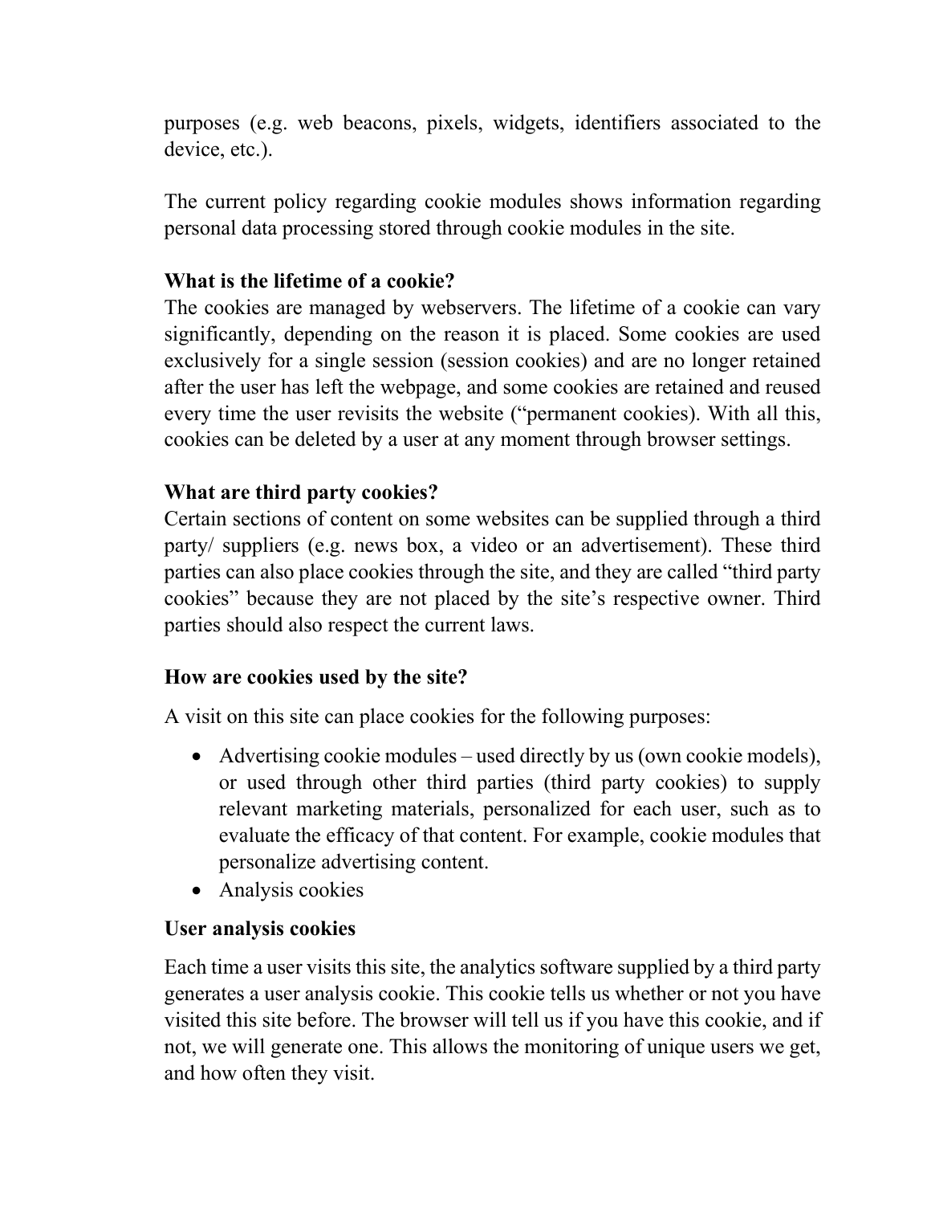purposes (e.g. web beacons, pixels, widgets, identifiers associated to the device, etc.).

The current policy regarding cookie modules shows information regarding personal data processing stored through cookie modules in the site.

**What is the lifetime of a cookie?**
The cookies are managed by webservers. The lifetime of a cookie can vary significantly, depending on the reason it is placed. Some cookies are used exclusively for a single session (session cookies) and are no longer retained after the user has left the webpage, and some cookies are retained and reused every time the user revisits the website ("permanent cookies). With all this, cookies can be deleted by a user at any moment through browser settings.

**What are third party cookies?**
Certain sections of content on some websites can be supplied through a third party/ suppliers (e.g. news box, a video or an advertisement). These third parties can also place cookies through the site, and they are called "third party cookies" because they are not placed by the site's respective owner. Third parties should also respect the current laws.

**How are cookies used by the site?**

A visit on this site can place cookies for the following purposes:

- Advertising cookie modules – used directly by us (own cookie models), or used through other third parties (third party cookies) to supply relevant marketing materials, personalized for each user, such as to evaluate the efficacy of that content. For example, cookie modules that personalize advertising content.
- Analysis cookies

**User analysis cookies**

Each time a user visits this site, the analytics software supplied by a third party generates a user analysis cookie. This cookie tells us whether or not you have visited this site before. The browser will tell us if you have this cookie, and if not, we will generate one. This allows the monitoring of unique users we get, and how often they visit.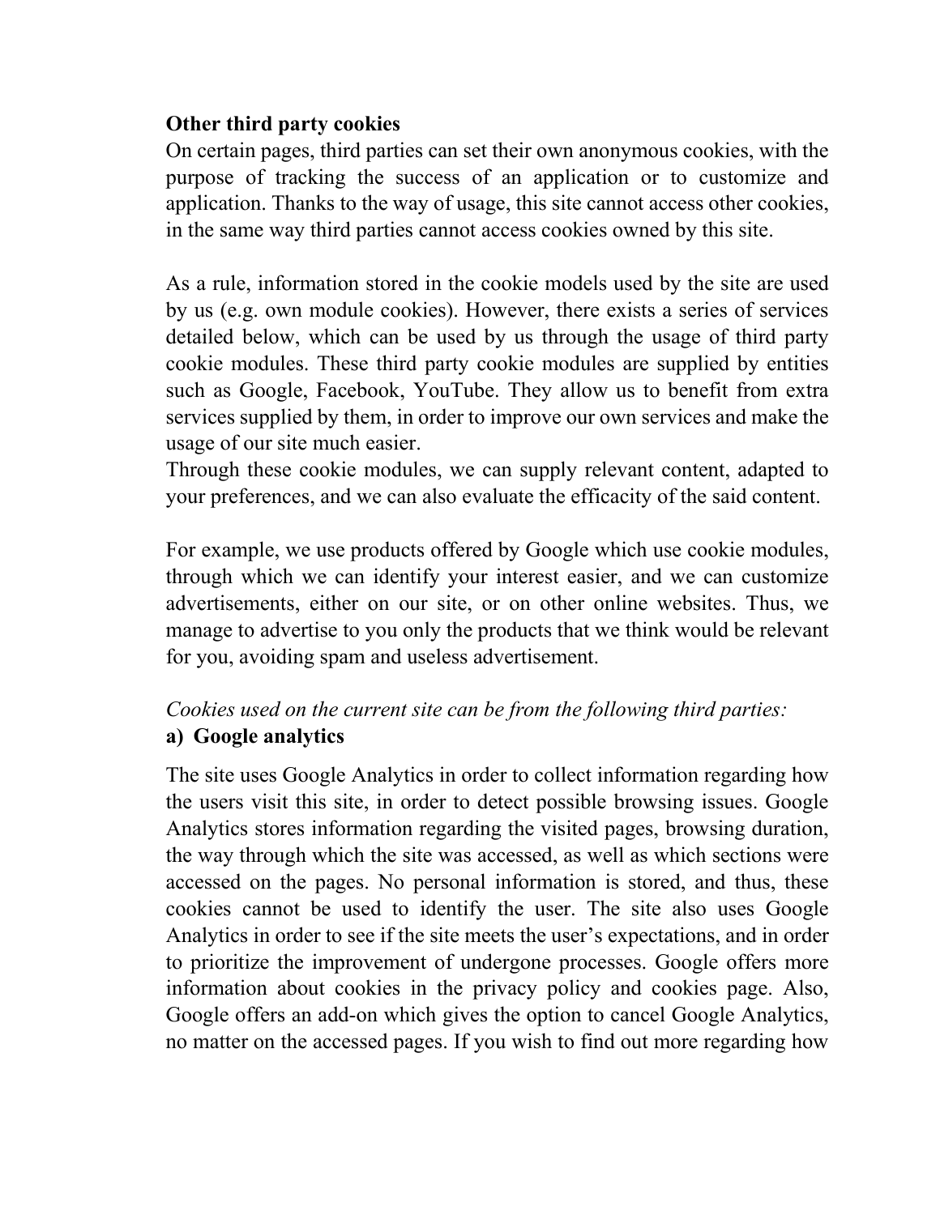**Other third party cookies**

On certain pages, third parties can set their own anonymous cookies, with the purpose of tracking the success of an application or to customize and application. Thanks to the way of usage, this site cannot access other cookies, in the same way third parties cannot access cookies owned by this site.

As a rule, information stored in the cookie models used by the site are used by us (e.g. own module cookies). However, there exists a series of services detailed below, which can be used by us through the usage of third party cookie modules. These third party cookie modules are supplied by entities such as Google, Facebook, YouTube. They allow us to benefit from extra services supplied by them, in order to improve our own services and make the usage of our site much easier.

Through these cookie modules, we can supply relevant content, adapted to your preferences, and we can also evaluate the efficacity of the said content.

For example, we use products offered by Google which use cookie modules, through which we can identify your interest easier, and we can customize advertisements, either on our site, or on other online websites. Thus, we manage to advertise to you only the products that we think would be relevant for you, avoiding spam and useless advertisement.

*Cookies used on the current site can be from the following third parties:*

**a) Google analytics**

The site uses Google Analytics in order to collect information regarding how the users visit this site, in order to detect possible browsing issues. Google Analytics stores information regarding the visited pages, browsing duration, the way through which the site was accessed, as well as which sections were accessed on the pages. No personal information is stored, and thus, these cookies cannot be used to identify the user. The site also uses Google Analytics in order to see if the site meets the user's expectations, and in order to prioritize the improvement of undergone processes. Google offers more information about cookies in the privacy policy and cookies page. Also, Google offers an add-on which gives the option to cancel Google Analytics, no matter on the accessed pages. If you wish to find out more regarding how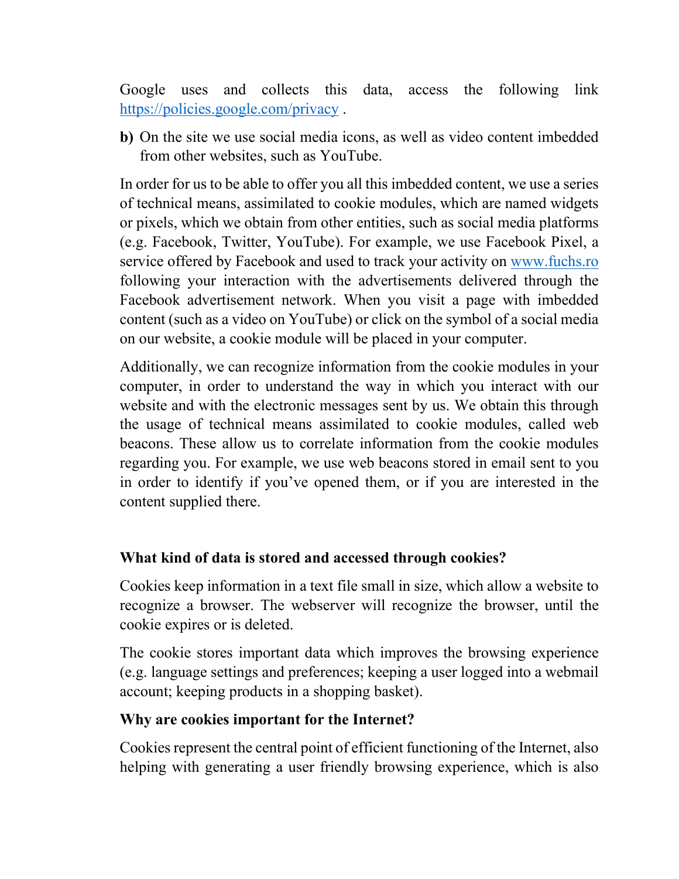Google uses and collects this data, access the following link [https://policies.google.com/privacy](https://policies.google.com/privacy) .

**b)** On the site we use social media icons, as well as video content imbedded from other websites, such as YouTube.

In order for us to be able to offer you all this imbedded content, we use a series of technical means, assimilated to cookie modules, which are named widgets or pixels, which we obtain from other entities, such as social media platforms (e.g. Facebook, Twitter, YouTube). For example, we use Facebook Pixel, a service offered by Facebook and used to track your activity on [www.fuchs.ro](http://www.fuchs.ro) following your interaction with the advertisements delivered through the Facebook advertisement network. When you visit a page with imbedded content (such as a video on YouTube) or click on the symbol of a social media on our website, a cookie module will be placed in your computer.

Additionally, we can recognize information from the cookie modules in your computer, in order to understand the way in which you interact with our website and with the electronic messages sent by us. We obtain this through the usage of technical means assimilated to cookie modules, called web beacons. These allow us to correlate information from the cookie modules regarding you. For example, we use web beacons stored in email sent to you in order to identify if you've opened them, or if you are interested in the content supplied there.

**What kind of data is stored and accessed through cookies?**

Cookies keep information in a text file small in size, which allow a website to recognize a browser. The webserver will recognize the browser, until the cookie expires or is deleted.

The cookie stores important data which improves the browsing experience (e.g. language settings and preferences; keeping a user logged into a webmail account; keeping products in a shopping basket).

**Why are cookies important for the Internet?**

Cookies represent the central point of efficient functioning of the Internet, also helping with generating a user friendly browsing experience, which is also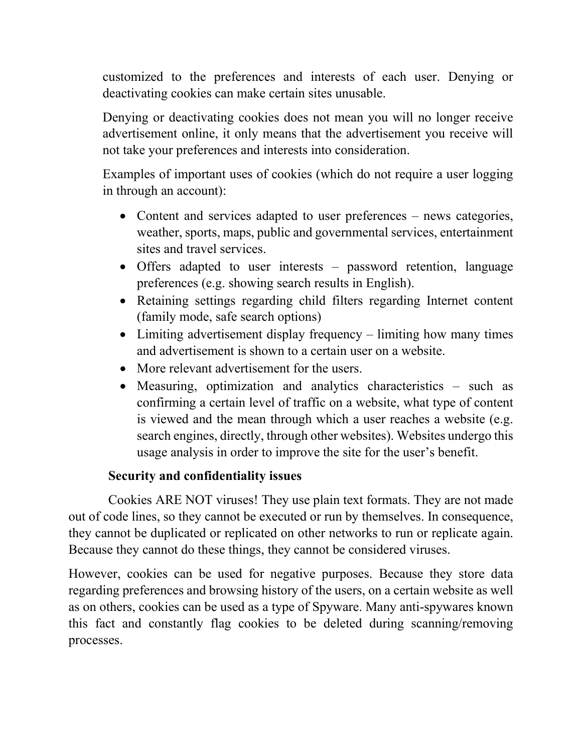customized to the preferences and interests of each user. Denying or deactivating cookies can make certain sites unusable.

Denying or deactivating cookies does not mean you will no longer receive advertisement online, it only means that the advertisement you receive will not take your preferences and interests into consideration.

Examples of important uses of cookies (which do not require a user logging in through an account):

- Content and services adapted to user preferences – news categories, weather, sports, maps, public and governmental services, entertainment sites and travel services.
- Offers adapted to user interests – password retention, language preferences (e.g. showing search results in English).
- Retaining settings regarding child filters regarding Internet content (family mode, safe search options)
- Limiting advertisement display frequency – limiting how many times and advertisement is shown to a certain user on a website.
- More relevant advertisement for the users.
- Measuring, optimization and analytics characteristics – such as confirming a certain level of traffic on a website, what type of content is viewed and the mean through which a user reaches a website (e.g. search engines, directly, through other websites). Websites undergo this usage analysis in order to improve the site for the user's benefit.

**Security and confidentiality issues**

Cookies ARE NOT viruses! They use plain text formats. They are not made out of code lines, so they cannot be executed or run by themselves. In consequence, they cannot be duplicated or replicated on other networks to run or replicate again. Because they cannot do these things, they cannot be considered viruses.

However, cookies can be used for negative purposes. Because they store data regarding preferences and browsing history of the users, on a certain website as well as on others, cookies can be used as a type of Spyware. Many anti-spywares known this fact and constantly flag cookies to be deleted during scanning/removing processes.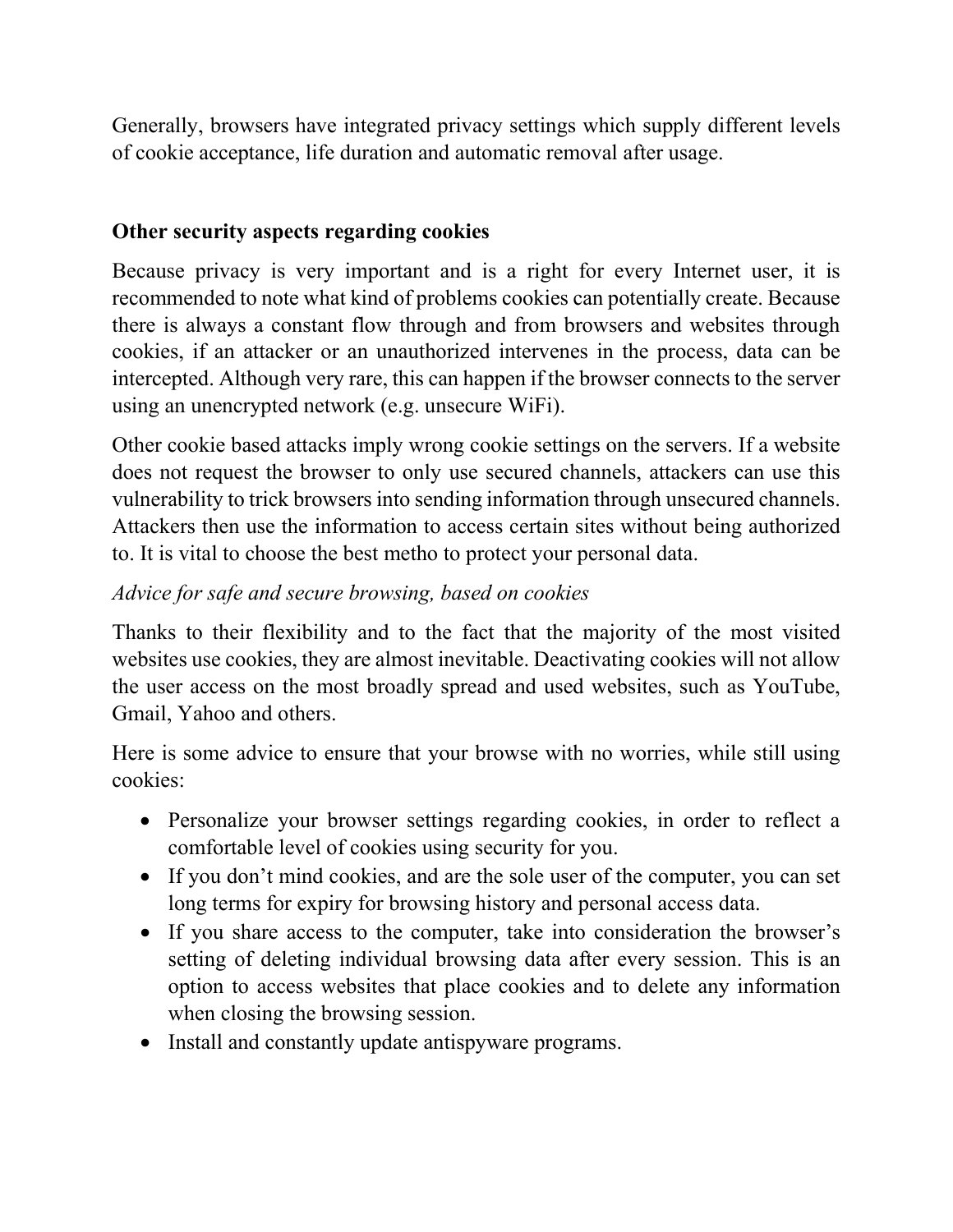Generally, browsers have integrated privacy settings which supply different levels of cookie acceptance, life duration and automatic removal after usage.

## Other security aspects regarding cookies

Because privacy is very important and is a right for every Internet user, it is recommended to note what kind of problems cookies can potentially create. Because there is always a constant flow through and from browsers and websites through cookies, if an attacker or an unauthorized intervenes in the process, data can be intercepted. Although very rare, this can happen if the browser connects to the server using an unencrypted network (e.g. unsecure WiFi).

Other cookie based attacks imply wrong cookie settings on the servers. If a website does not request the browser to only use secured channels, attackers can use this vulnerability to trick browsers into sending information through unsecured channels. Attackers then use the information to access certain sites without being authorized to. It is vital to choose the best metho to protect your personal data.

*Advice for safe and secure browsing, based on cookies*

Thanks to their flexibility and to the fact that the majority of the most visited websites use cookies, they are almost inevitable. Deactivating cookies will not allow the user access on the most broadly spread and used websites, such as YouTube, Gmail, Yahoo and others.

Here is some advice to ensure that your browse with no worries, while still using cookies:

- Personalize your browser settings regarding cookies, in order to reflect a comfortable level of cookies using security for you.
- If you don't mind cookies, and are the sole user of the computer, you can set long terms for expiry for browsing history and personal access data.
- If you share access to the computer, take into consideration the browser's setting of deleting individual browsing data after every session. This is an option to access websites that place cookies and to delete any information when closing the browsing session.
- Install and constantly update antispyware programs.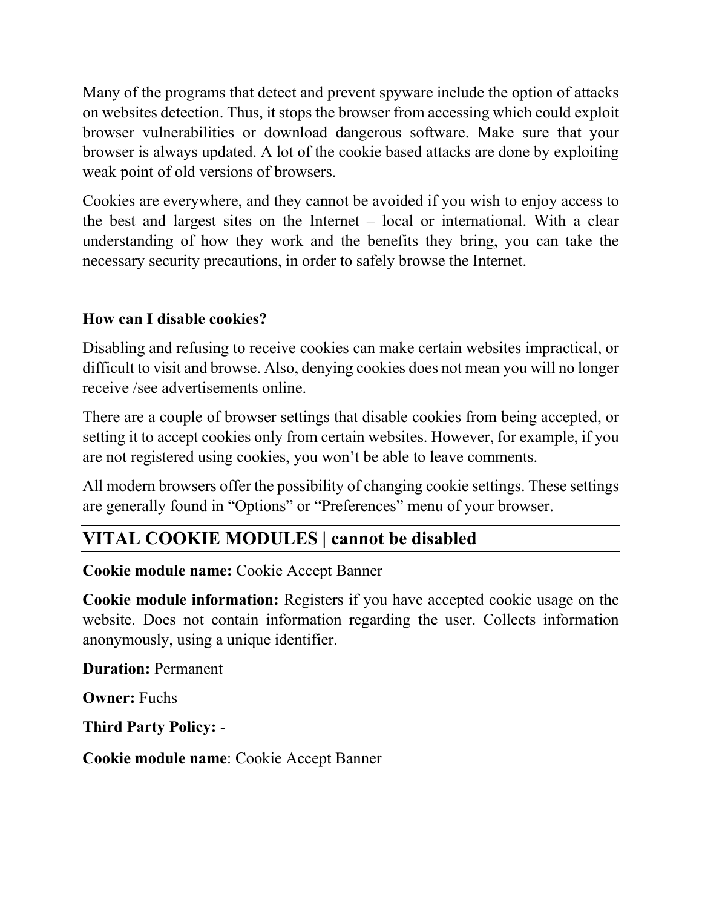Many of the programs that detect and prevent spyware include the option of attacks on websites detection. Thus, it stops the browser from accessing which could exploit browser vulnerabilities or download dangerous software. Make sure that your browser is always updated. A lot of the cookie based attacks are done by exploiting weak point of old versions of browsers.

Cookies are everywhere, and they cannot be avoided if you wish to enjoy access to the best and largest sites on the Internet – local or international. With a clear understanding of how they work and the benefits they bring, you can take the necessary security precautions, in order to safely browse the Internet.

**How can I disable cookies?**

Disabling and refusing to receive cookies can make certain websites impractical, or difficult to visit and browse. Also, denying cookies does not mean you will no longer receive /see advertisements online.

There are a couple of browser settings that disable cookies from being accepted, or setting it to accept cookies only from certain websites. However, for example, if you are not registered using cookies, you won't be able to leave comments.

All modern browsers offer the possibility of changing cookie settings. These settings are generally found in "Options" or "Preferences" menu of your browser.

---

## VITAL COOKIE MODULES | cannot be disabled

---

**Cookie module name:** Cookie Accept Banner

**Cookie module information:** Registers if you have accepted cookie usage on the website. Does not contain information regarding the user. Collects information anonymously, using a unique identifier.

**Duration:** Permanent

**Owner:** Fuchs

**Third Party Policy:** -

---

**Cookie module name**: Cookie Accept Banner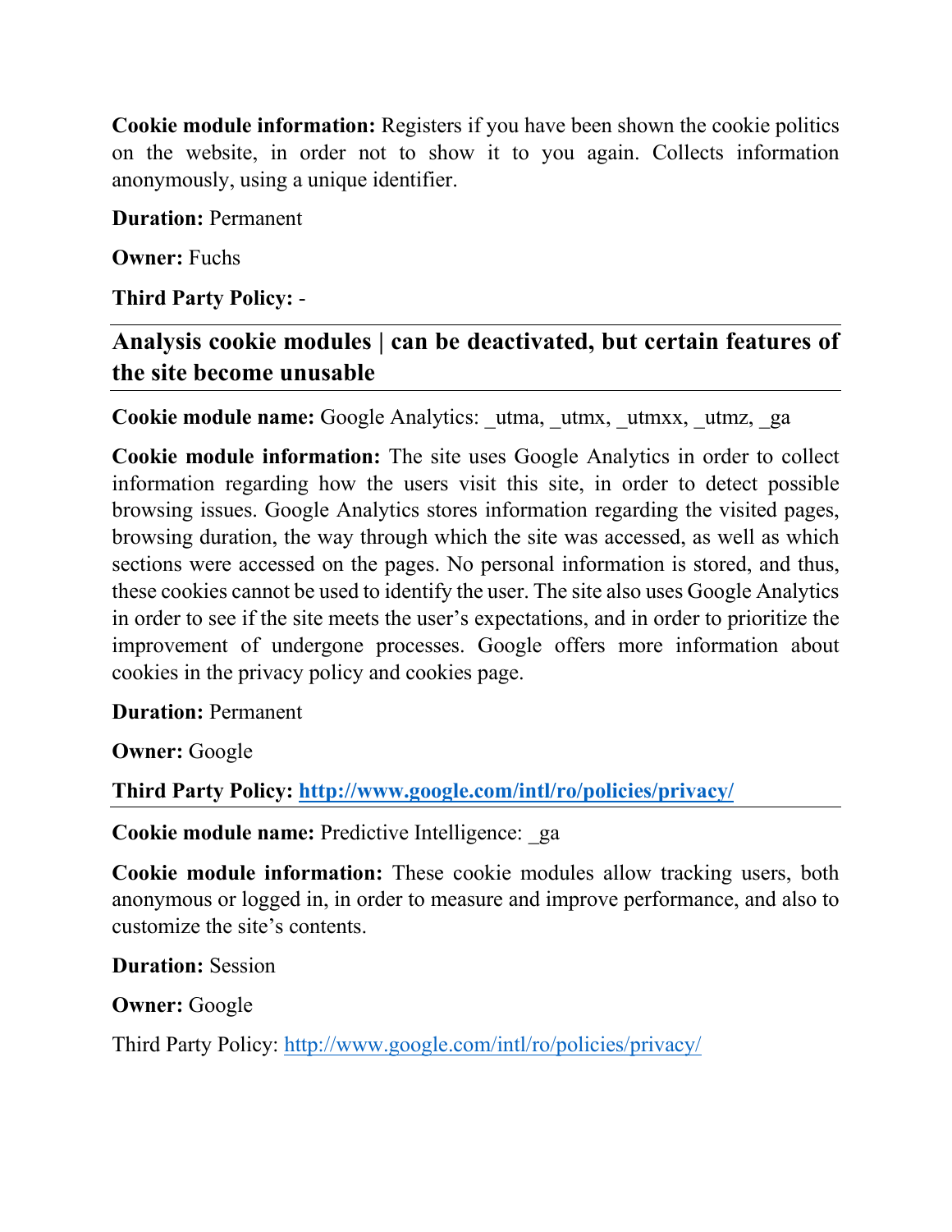**Cookie module information:** Registers if you have been shown the cookie politics on the website, in order not to show it to you again. Collects information anonymously, using a unique identifier.

**Duration:** Permanent

**Owner:** Fuchs

**Third Party Policy:** -

---

## Analysis cookie modules | can be deactivated, but certain features of the site become unusable

---

**Cookie module name:** Google Analytics: _utma, _utmx, _utmxx, _utmz, _ga

**Cookie module information:** The site uses Google Analytics in order to collect information regarding how the users visit this site, in order to detect possible browsing issues. Google Analytics stores information regarding the visited pages, browsing duration, the way through which the site was accessed, as well as which sections were accessed on the pages. No personal information is stored, and thus, these cookies cannot be used to identify the user. The site also uses Google Analytics in order to see if the site meets the user's expectations, and in order to prioritize the improvement of undergone processes. Google offers more information about cookies in the privacy policy and cookies page.

**Duration:** Permanent

**Owner:** Google

**Third Party Policy:** **[http://www.google.com/intl/ro/policies/privacy/](http://www.google.com/intl/ro/policies/privacy/)**

---

**Cookie module name:** Predictive Intelligence: _ga

**Cookie module information:** These cookie modules allow tracking users, both anonymous or logged in, in order to measure and improve performance, and also to customize the site's contents.

**Duration:** Session

**Owner:** Google

Third Party Policy: [http://www.google.com/intl/ro/policies/privacy/](http://www.google.com/intl/ro/policies/privacy/)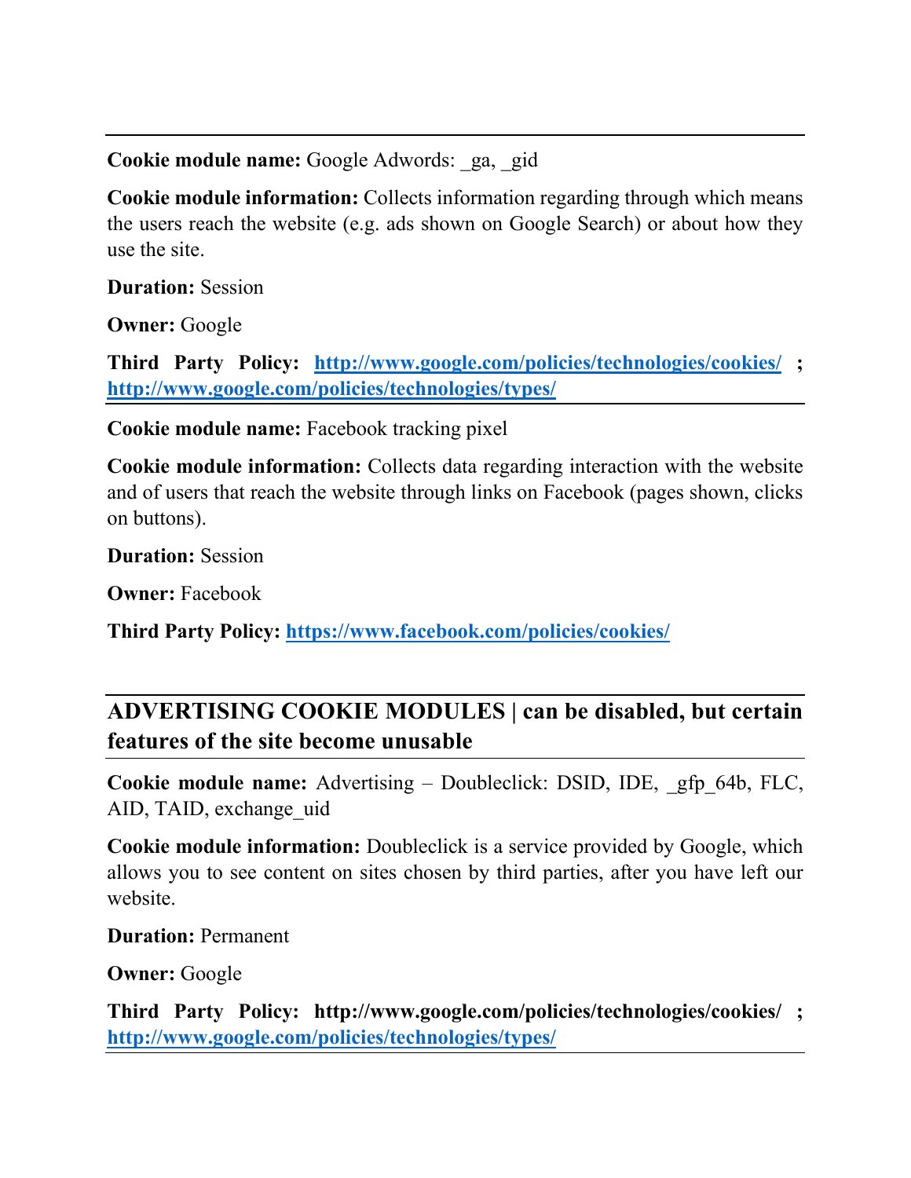---

**Cookie module name:** Google Adwords: _ga, _gid

**Cookie module information:** Collects information regarding through which means the users reach the website (e.g. ads shown on Google Search) or about how they use the site.

**Duration:** Session

**Owner:** Google

**Third Party Policy: [http://www.google.com/policies/technologies/cookies/](http://www.google.com/policies/technologies/cookies/) ; [http://www.google.com/policies/technologies/types/](http://www.google.com/policies/technologies/types/)**

---

**Cookie module name:** Facebook tracking pixel

**Cookie module information:** Collects data regarding interaction with the website and of users that reach the website through links on Facebook (pages shown, clicks on buttons).

**Duration:** Session

**Owner:** Facebook

**Third Party Policy: [https://www.facebook.com/policies/cookies/](https://www.facebook.com/policies/cookies/)**

---

## ADVERTISING COOKIE MODULES | can be disabled, but certain features of the site become unusable

---

**Cookie module name:** Advertising – Doubleclick: DSID, IDE, _gfp_64b, FLC, AID, TAID, exchange_uid

**Cookie module information:** Doubleclick is a service provided by Google, which allows you to see content on sites chosen by third parties, after you have left our website.

**Duration:** Permanent

**Owner:** Google

**Third Party Policy: http://www.google.com/policies/technologies/cookies/ ; [http://www.google.com/policies/technologies/types/](http://www.google.com/policies/technologies/types/)**

---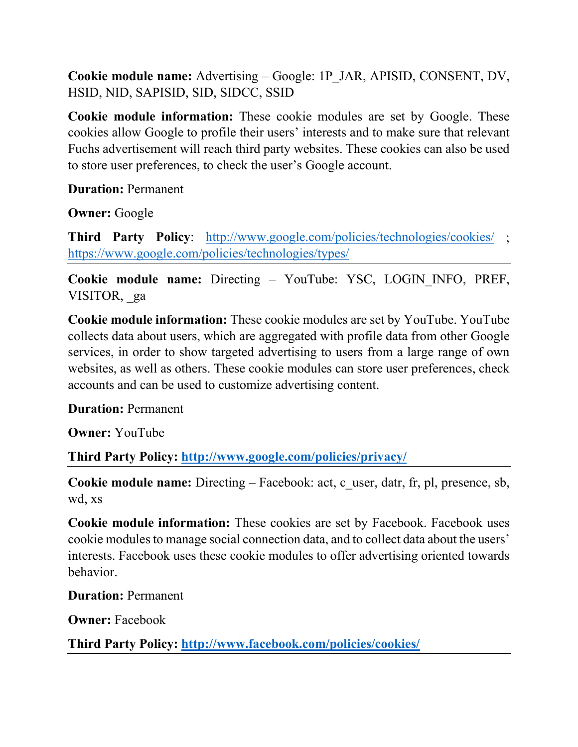**Cookie module name:** Advertising – Google: 1P_JAR, APISID, CONSENT, DV, HSID, NID, SAPISID, SID, SIDCC, SSID

**Cookie module information:** These cookie modules are set by Google. These cookies allow Google to profile their users' interests and to make sure that relevant Fuchs advertisement will reach third party websites. These cookies can also be used to store user preferences, to check the user's Google account.

**Duration:** Permanent

**Owner:** Google

**Third Party Policy**: http://www.google.com/policies/technologies/cookies/ ; https://www.google.com/policies/technologies/types/

---

**Cookie module name:** Directing – YouTube: YSC, LOGIN_INFO, PREF, VISITOR, _ga

**Cookie module information:** These cookie modules are set by YouTube. YouTube collects data about users, which are aggregated with profile data from other Google services, in order to show targeted advertising to users from a large range of own websites, as well as others. These cookie modules can store user preferences, check accounts and can be used to customize advertising content.

**Duration:** Permanent

**Owner:** YouTube

**Third Party Policy: http://www.google.com/policies/privacy/**

---

**Cookie module name:** Directing – Facebook: act, c_user, datr, fr, pl, presence, sb, wd, xs

**Cookie module information:** These cookies are set by Facebook. Facebook uses cookie modules to manage social connection data, and to collect data about the users' interests. Facebook uses these cookie modules to offer advertising oriented towards behavior.

**Duration:** Permanent

**Owner:** Facebook

**Third Party Policy: http://www.facebook.com/policies/cookies/**

---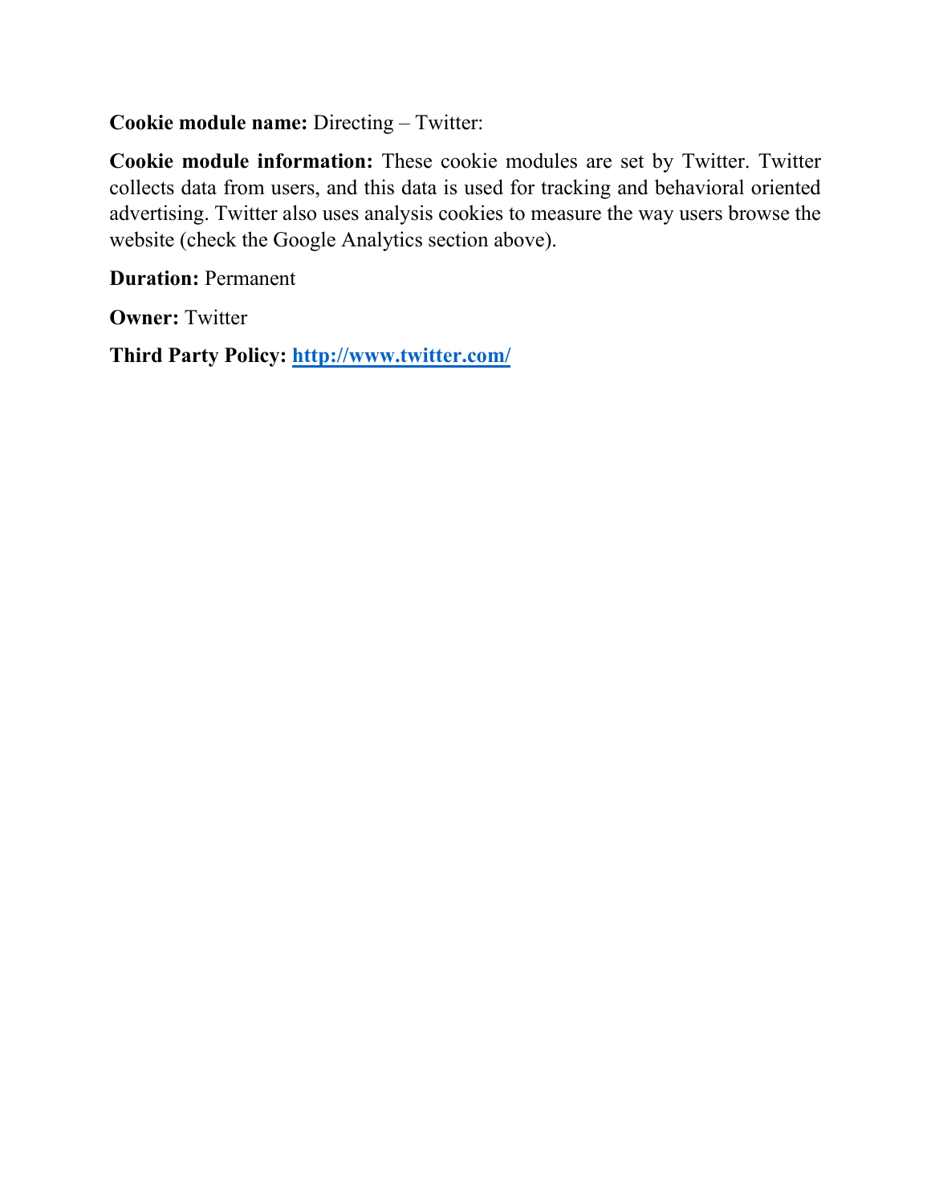**Cookie module name:** Directing – Twitter:

**Cookie module information:** These cookie modules are set by Twitter. Twitter collects data from users, and this data is used for tracking and behavioral oriented advertising. Twitter also uses analysis cookies to measure the way users browse the website (check the Google Analytics section above).

**Duration:** Permanent

**Owner:** Twitter

**Third Party Policy:** **http://www.twitter.com/**